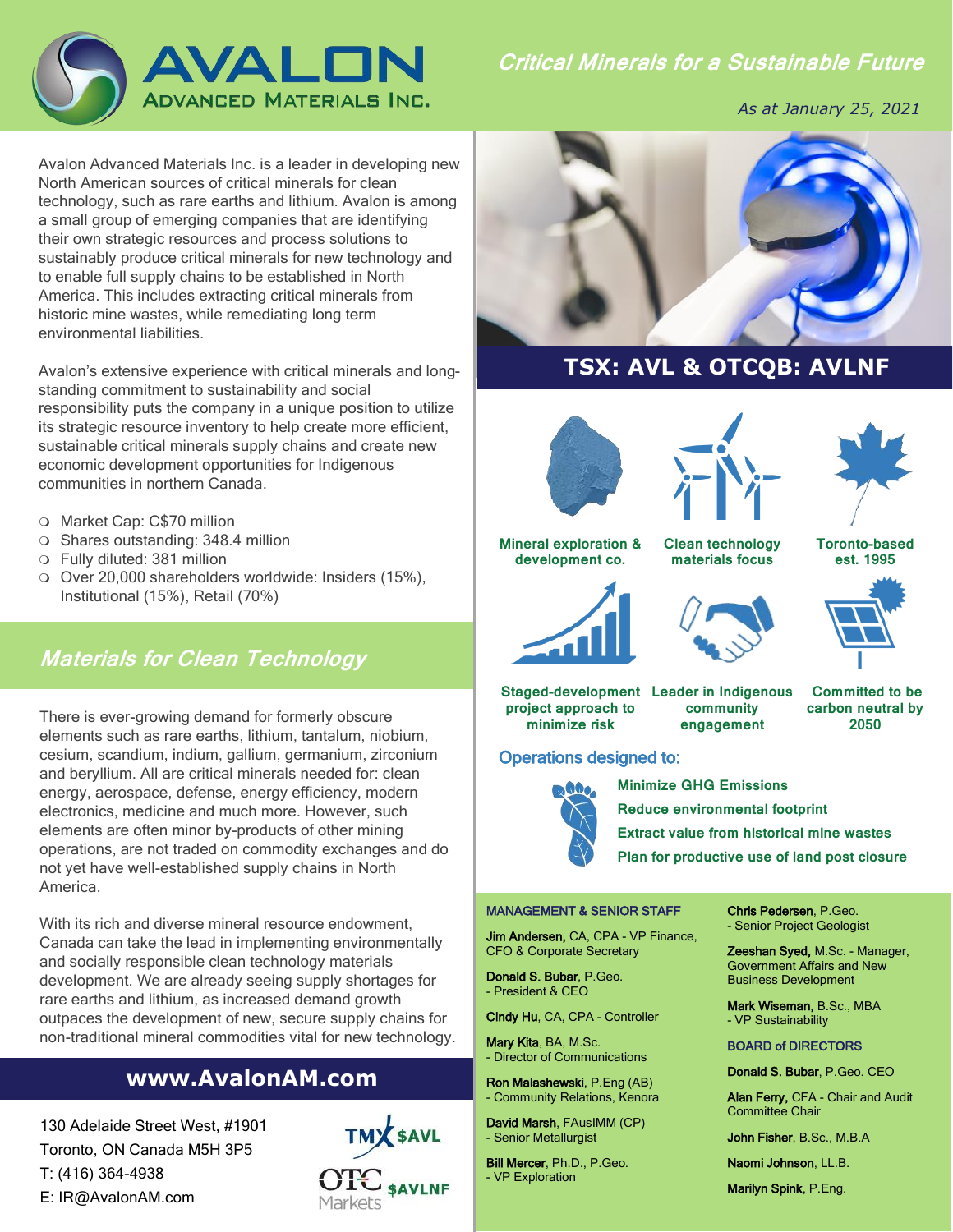# AVALON Advanced Materials Inc.

## *Critical Minerals for a Sustainable Future*

*As at January 25, 2021*

Avalon Advanced Materials Inc. is a leader in developing new North American sources of critical minerals for clean technology, such as rare earths and lithium. Avalon is among a small group of emerging companies that are identifying their own strategic resources and process solutions to sustainably produce critical minerals for new technology and to enable full supply chains to be established in North America. This includes extracting critical minerals from historic mine wastes, while remediating long term environmental liabilities.

Avalon's extensive experience with critical minerals and long-standing commitment to sustainability and social responsibility puts the company in a unique position to utilize its strategic resource inventory to help create more efficient, sustainable critical minerals supply chains and create new economic development opportunities for Indigenous communities in northern Canada.

- Market Cap: C$70 million
- Shares outstanding: 348.4 million
- Fully diluted: 381 million
- Over 20,000 shareholders worldwide: Insiders (15%), Institutional (15%), Retail (70%)

## *Materials for Clean Technology*

There is ever-growing demand for formerly obscure elements such as rare earths, lithium, tantalum, niobium, cesium, scandium, indium, gallium, germanium, zirconium and beryllium. All are critical minerals needed for: clean energy, aerospace, defense, energy efficiency, modern electronics, medicine and much more. However, such elements are often minor by-products of other mining operations, are not traded on commodity exchanges and do not yet have well-established supply chains in North America.

With its rich and diverse mineral resource endowment, Canada can take the lead in implementing environmentally and socially responsible clean technology materials development. We are already seeing supply shortages for rare earths and lithium, as increased demand growth outpaces the development of new, secure supply chains for non-traditional mineral commodities vital for new technology.

**www.AvalonAM.com**

130 Adelaide Street West, #1901
Toronto, ON Canada M5H 3P5
T: (416) 364-4938
E: IR@AvalonAM.com

TMX $AVL
OTC Markets $AVLNF

## TSX: AVL & OTCQB: AVLNF

- Mineral exploration & development co.
- Clean technology materials focus
- Toronto-based est. 1995
- Staged-development project approach to minimize risk
- Leader in Indigenous community engagement
- Committed to be carbon neutral by 2050

### Operations designed to:

- Minimize GHG Emissions
- Reduce environmental footprint
- Extract value from historical mine wastes
- Plan for productive use of land post closure

### MANAGEMENT & SENIOR STAFF

**Jim Andersen,** CA, CPA - VP Finance, CFO & Corporate Secretary

**Donald S. Bubar**, P.Geo.
- President & CEO

**Cindy Hu**, CA, CPA - Controller

**Mary Kita**, BA, M.Sc.
- Director of Communications

**Ron Malashewski**, P.Eng (AB)
- Community Relations, Kenora

**David Marsh**, FAusIMM (CP)
- Senior Metallurgist

**Bill Mercer**, Ph.D., P.Geo.
- VP Exploration

**Chris Pedersen**, P.Geo.
- Senior Project Geologist

**Zeeshan Syed,** M.Sc. - Manager, Government Affairs and New Business Development

**Mark Wiseman,** B.Sc., MBA
- VP Sustainability

### BOARD of DIRECTORS

**Donald S. Bubar**, P.Geo. CEO

**Alan Ferry,** CFA - Chair and Audit Committee Chair

**John Fisher**, B.Sc., M.B.A

**Naomi Johnson**, LL.B.

**Marilyn Spink**, P.Eng.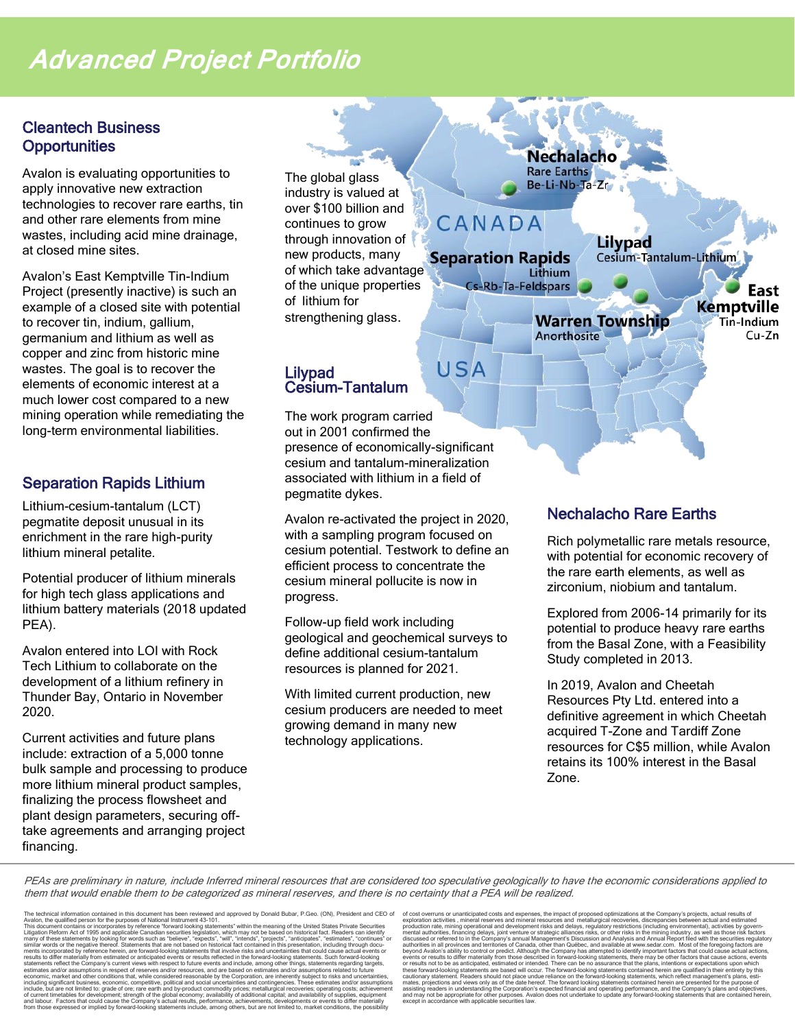# Advanced Project Portfolio

## Cleantech Business Opportunities

Avalon is evaluating opportunities to apply innovative new extraction technologies to recover rare earths, tin and other rare elements from mine wastes, including acid mine drainage, at closed mine sites.

Avalon's East Kemptville Tin-Indium Project (presently inactive) is such an example of a closed site with potential to recover tin, indium, gallium, germanium and lithium as well as copper and zinc from historic mine wastes. The goal is to recover the elements of economic interest at a much lower cost compared to a new mining operation while remediating the long-term environmental liabilities.

## Separation Rapids Lithium

Lithium-cesium-tantalum (LCT) pegmatite deposit unusual in its enrichment in the rare high-purity lithium mineral petalite.

Potential producer of lithium minerals for high tech glass applications and lithium battery materials (2018 updated PEA).

Avalon entered into LOI with Rock Tech Lithium to collaborate on the development of a lithium refinery in Thunder Bay, Ontario in November 2020.

Current activities and future plans include: extraction of a 5,000 tonne bulk sample and processing to produce more lithium mineral product samples, finalizing the process flowsheet and plant design parameters, securing off-take agreements and arranging project financing.

The global glass industry is valued at over $100 billion and continues to grow through innovation of new products, many of which take advantage of the unique properties of lithium for strengthening glass.

Nechalacho
Rare Earths
Be-Li-Nb-Ta-Zr

CANADA

Lilypad
Cesium-Tantalum-Lithium

Separation Rapids
Lithium
Cs-Rb-Ta-Feldspars

East Kemptville
Tin-Indium
Cu-Zn

Warren Township
Anorthosite

USA

## Lilypad Cesium-Tantalum

The work program carried out in 2001 confirmed the presence of economically-significant cesium and tantalum-mineralization associated with lithium in a field of pegmatite dykes.

Avalon re-activated the project in 2020, with a sampling program focused on cesium potential. Testwork to define an efficient process to concentrate the cesium mineral pollucite is now in progress.

Follow-up field work including geological and geochemical surveys to define additional cesium-tantalum resources is planned for 2021.

With limited current production, new cesium producers are needed to meet growing demand in many new technology applications.

## Nechalacho Rare Earths

Rich polymetallic rare metals resource, with potential for economic recovery of the rare earth elements, as well as zirconium, niobium and tantalum.

Explored from 2006-14 primarily for its potential to produce heavy rare earths from the Basal Zone, with a Feasibility Study completed in 2013.

In 2019, Avalon and Cheetah Resources Pty Ltd. entered into a definitive agreement in which Cheetah acquired T-Zone and Tardiff Zone resources for C$5 million, while Avalon retains its 100% interest in the Basal Zone.

*PEAs are preliminary in nature, include Inferred mineral resources that are considered too speculative geologically to have the economic considerations applied to them that would enable them to be categorized as mineral reserves, and there is no certainty that a PEA will be realized.*

The technical information contained in this document has been reviewed and approved by Donald Bubar, P.Geo. (ON), President and CEO of Avalon, the qualified person for the purposes of National Instrument 43-101.
This document contains or incorporates by reference "forward looking statements" within the meaning of the United States Private Securities Litigation Reform Act of 1995 and applicable Canadian securities legislation, which may not be based on historical fact. Readers can identify many of these statements by looking for words such as "believe", "expects", "will", "intends", "projects", "anticipates", "estimates", "continues" or similar words or the negative thereof. Statements that are not based on historical fact contained in this presentation, including through documents incorporated by reference herein, are forward-looking statements that involve risks and uncertainties that could cause actual events or results to differ materially from estimated or anticipated events or results reflected in the forward-looking statements. Such forward-looking statements reflect the Company's current views with respect to future events and include, among other things, statements regarding targets, estimates and/or assumptions in respect of reserves and/or resources, and are based on estimates and/or assumptions related to future economic, market and other conditions that, while considered reasonable by the Corporation, are inherently subject to risks and uncertainties, including significant business, economic, competitive, political and social uncertainties and contingencies. These estimates and/or assumptions include, but are not limited to: grade of ore; rare earth and by-product commodity prices; metallurgical recoveries; operating costs; achievement of current timetables for development; strength of the global economy; availability of additional capital; and availability of supplies, equipment and labour. Factors that could cause the Company's actual results, performance, achievements, developments or events to differ materially from those expressed or implied by forward-looking statements include, among others, but are not limited to, market conditions, the possibility of cost overruns or unanticipated costs and expenses, the impact of proposed optimizations at the Company's projects, actual results of exploration activities , mineral reserves and mineral resources and metallurgical recoveries, discrepancies between actual and estimated production rate, mining operational and development risks and delays, regulatory restrictions (including environmental), activities by governmental authorities, financing delays, joint venture or strategic alliances risks, or other risks in the mining industry, as well as those risk factors discussed or referred to in the Company's annual Management's Discussion and Analysis and Annual Report filed with the securities regulatory authorities in all provinces and territories of Canada, other than Québec, and available at www.sedar.com. Most of the foregoing factors are beyond Avalon's ability to control or predict. Although the Company has attempted to identify important factors that could cause actual actions, events or results to differ materially from those described in forward-looking statements, there may be other factors that cause actions, events or results not to be as anticipated, estimated or intended. There can be no assurance that the plans, intentions or expectations upon which these forward-looking statements are based will occur. The forward-looking statements contained herein are qualified in their entirety by this cautionary statement. Readers should not place undue reliance on the forward-looking statements, which reflect management's plans, estimates, projections and views only as of the date hereof. The forward looking statements contained herein are presented for the purpose of assisting readers in understanding the Corporation's expected financial and operating performance, and the Company's plans and objectives, and may not be appropriate for other purposes. Avalon does not undertake to update any forward-looking statements that are contained herein, except in accordance with applicable securities law.